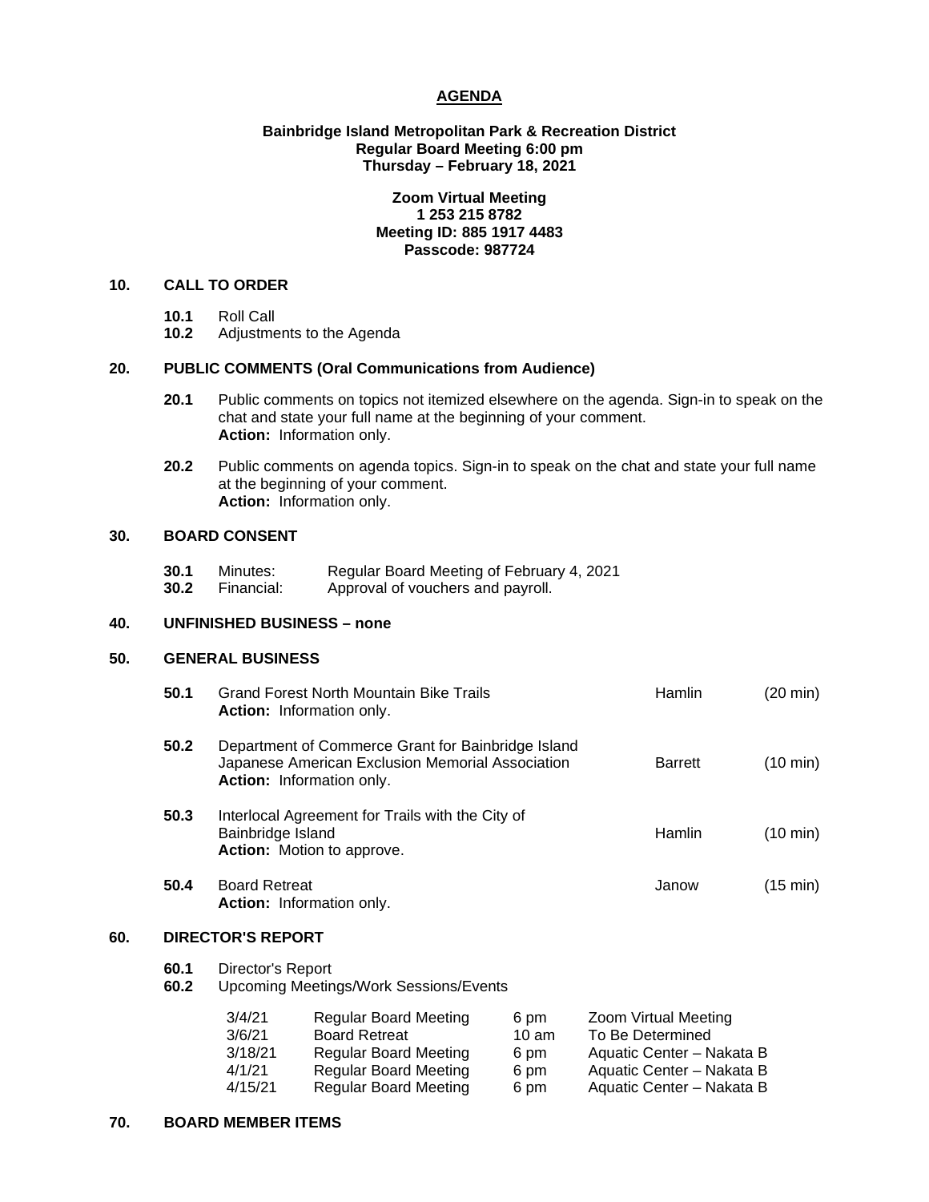# AGENDA

**Bainbridge Island Metropolitan Park & Recreation District**
**Regular Board Meeting 6:00 pm**
**Thursday – February 18, 2021**

**Zoom Virtual Meeting**
**1 253 215 8782**
**Meeting ID: 885 1917 4483**
**Passcode: 987724**

## 10. CALL TO ORDER

**10.1** Roll Call
**10.2** Adjustments to the Agenda

## 20. PUBLIC COMMENTS (Oral Communications from Audience)

**20.1** Public comments on topics not itemized elsewhere on the agenda. Sign-in to speak on the chat and state your full name at the beginning of your comment.
**Action:** Information only.

**20.2** Public comments on agenda topics. Sign-in to speak on the chat and state your full name at the beginning of your comment.
**Action:** Information only.

## 30. BOARD CONSENT

**30.1** Minutes: Regular Board Meeting of February 4, 2021
**30.2** Financial: Approval of vouchers and payroll.

## 40. UNFINISHED BUSINESS – none

## 50. GENERAL BUSINESS

**50.1** Grand Forest North Mountain Bike Trails — Hamlin (20 min)
**Action:** Information only.

**50.2** Department of Commerce Grant for Bainbridge Island Japanese American Exclusion Memorial Association — Barrett (10 min)
**Action:** Information only.

**50.3** Interlocal Agreement for Trails with the City of Bainbridge Island — Hamlin (10 min)
**Action:** Motion to approve.

**50.4** Board Retreat — Janow (15 min)
**Action:** Information only.

## 60. DIRECTOR'S REPORT

**60.1** Director's Report
**60.2** Upcoming Meetings/Work Sessions/Events

| | | | |
|---|---|---|---|
| 3/4/21 | Regular Board Meeting | 6 pm | Zoom Virtual Meeting |
| 3/6/21 | Board Retreat | 10 am | To Be Determined |
| 3/18/21 | Regular Board Meeting | 6 pm | Aquatic Center – Nakata B |
| 4/1/21 | Regular Board Meeting | 6 pm | Aquatic Center – Nakata B |
| 4/15/21 | Regular Board Meeting | 6 pm | Aquatic Center – Nakata B |

## 70. BOARD MEMBER ITEMS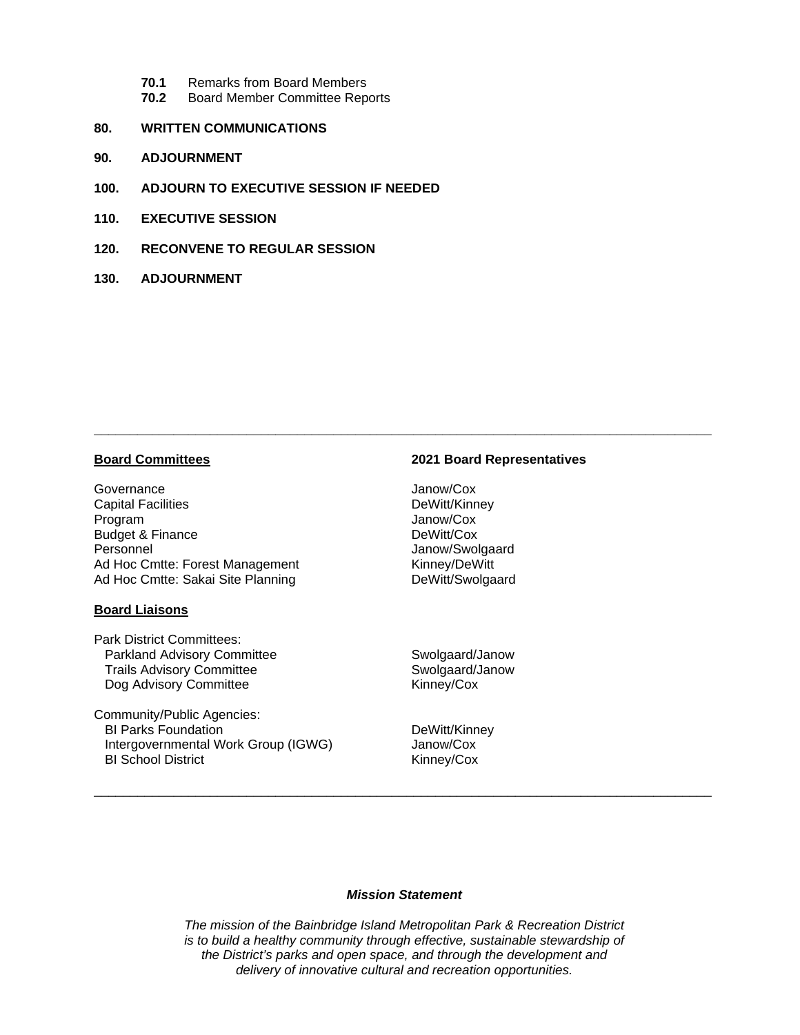**70.1** Remarks from Board Members
**70.2** Board Member Committee Reports

**80. WRITTEN COMMUNICATIONS**

**90. ADJOURNMENT**

**100. ADJOURN TO EXECUTIVE SESSION IF NEEDED**

**110. EXECUTIVE SESSION**

**120. RECONVENE TO REGULAR SESSION**

**130. ADJOURNMENT**

---

| **Board Committees** | **2021 Board Representatives** |
|---|---|
| Governance | Janow/Cox |
| Capital Facilities | DeWitt/Kinney |
| Program | Janow/Cox |
| Budget & Finance | DeWitt/Cox |
| Personnel | Janow/Swolgaard |
| Ad Hoc Cmtte: Forest Management | Kinney/DeWitt |
| Ad Hoc Cmtte: Sakai Site Planning | DeWitt/Swolgaard |

**Board Liaisons**

| | |
|---|---|
| Park District Committees: | |
| Parkland Advisory Committee | Swolgaard/Janow |
| Trails Advisory Committee | Swolgaard/Janow |
| Dog Advisory Committee | Kinney/Cox |
| Community/Public Agencies: | |
| BI Parks Foundation | DeWitt/Kinney |
| Intergovernmental Work Group (IGWG) | Janow/Cox |
| BI School District | Kinney/Cox |

---

***Mission Statement***

*The mission of the Bainbridge Island Metropolitan Park & Recreation District is to build a healthy community through effective, sustainable stewardship of the District's parks and open space, and through the development and delivery of innovative cultural and recreation opportunities.*